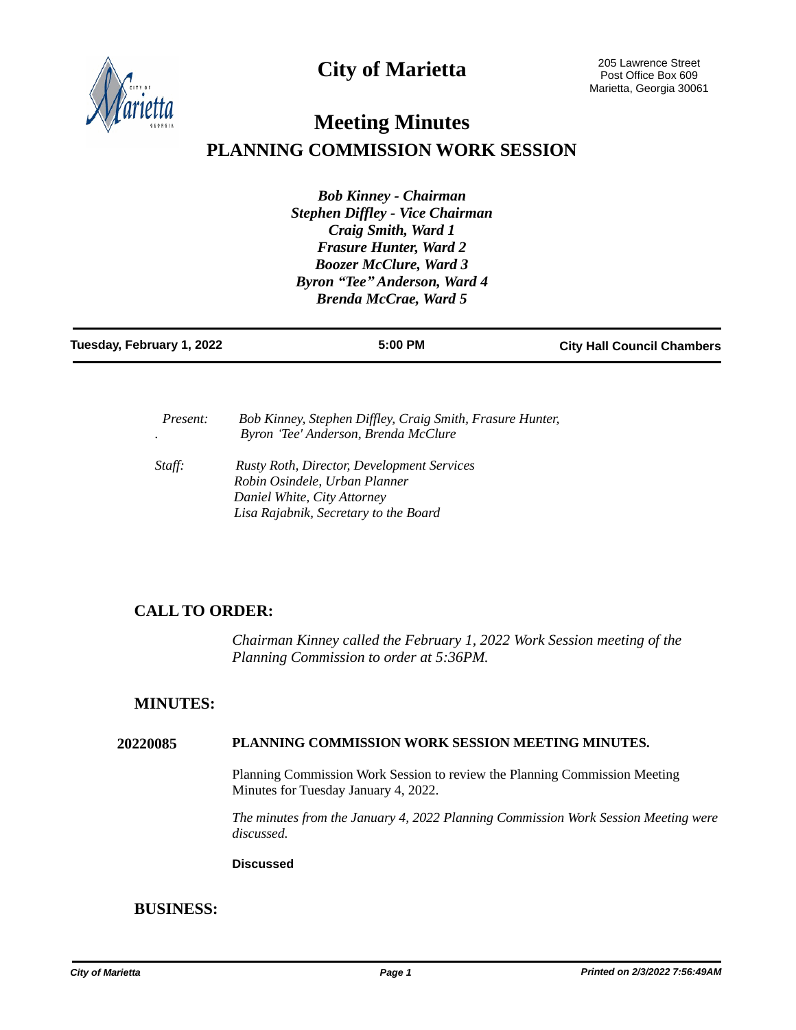# City of Marietta

205 Lawrence Street
Post Office Box 609
Marietta, Georgia 30061

# Meeting Minutes

## PLANNING COMMISSION WORK SESSION

***Bob Kinney - Chairman***
***Stephen Diffley - Vice Chairman***
***Craig Smith, Ward 1***
***Frasure Hunter, Ward 2***
***Boozer McClure, Ward 3***
***Byron "Tee" Anderson, Ward 4***
***Brenda McCrae, Ward 5***

| **Tuesday, February 1, 2022** | **5:00 PM** | **City Hall Council Chambers** |
|---|---|---|

*Present:* *Bob Kinney, Stephen Diffley, Craig Smith, Frasure Hunter, Byron 'Tee' Anderson, Brenda McClure*

*Staff:* *Rusty Roth, Director, Development Services*
*Robin Osindele, Urban Planner*
*Daniel White, City Attorney*
*Lisa Rajabnik, Secretary to the Board*

## CALL TO ORDER:

*Chairman Kinney called the February 1, 2022 Work Session meeting of the Planning Commission to order at 5:36PM.*

## MINUTES:

**20220085 PLANNING COMMISSION WORK SESSION MEETING MINUTES.**

Planning Commission Work Session to review the Planning Commission Meeting Minutes for Tuesday January 4, 2022.

*The minutes from the January 4, 2022 Planning Commission Work Session Meeting were discussed.*

**Discussed**

## BUSINESS: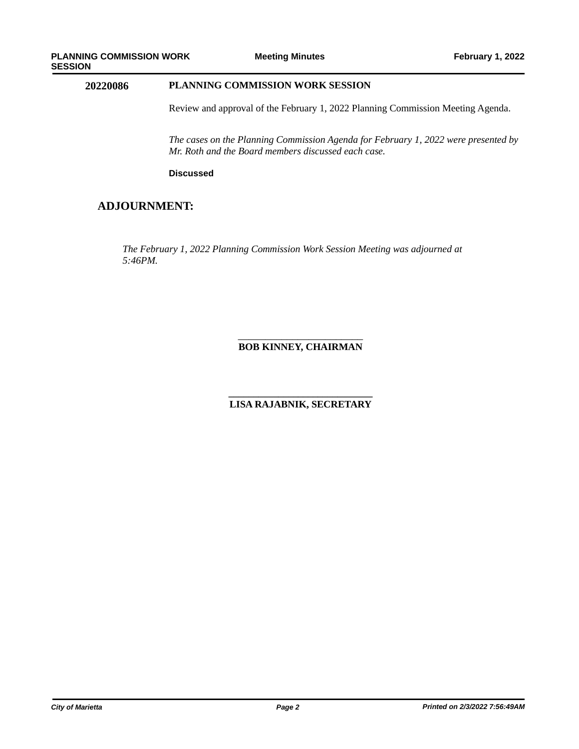**20220086** **PLANNING COMMISSION WORK SESSION**

Review and approval of the February 1, 2022 Planning Commission Meeting Agenda.

*The cases on the Planning Commission Agenda for February 1, 2022 were presented by Mr. Roth and the Board members discussed each case.*

**Discussed**

## ADJOURNMENT:

*The February 1, 2022 Planning Commission Work Session Meeting was adjourned at 5:46PM.*

\_\_\_\_\_\_\_\_\_\_\_\_\_\_\_\_\_\_\_\_\_\_\_\_\_\_
**BOB KINNEY, CHAIRMAN**

\_\_\_\_\_\_\_\_\_\_\_\_\_\_\_\_\_\_\_\_\_\_\_\_\_\_\_\_\_\_
**LISA RAJABNIK, SECRETARY**